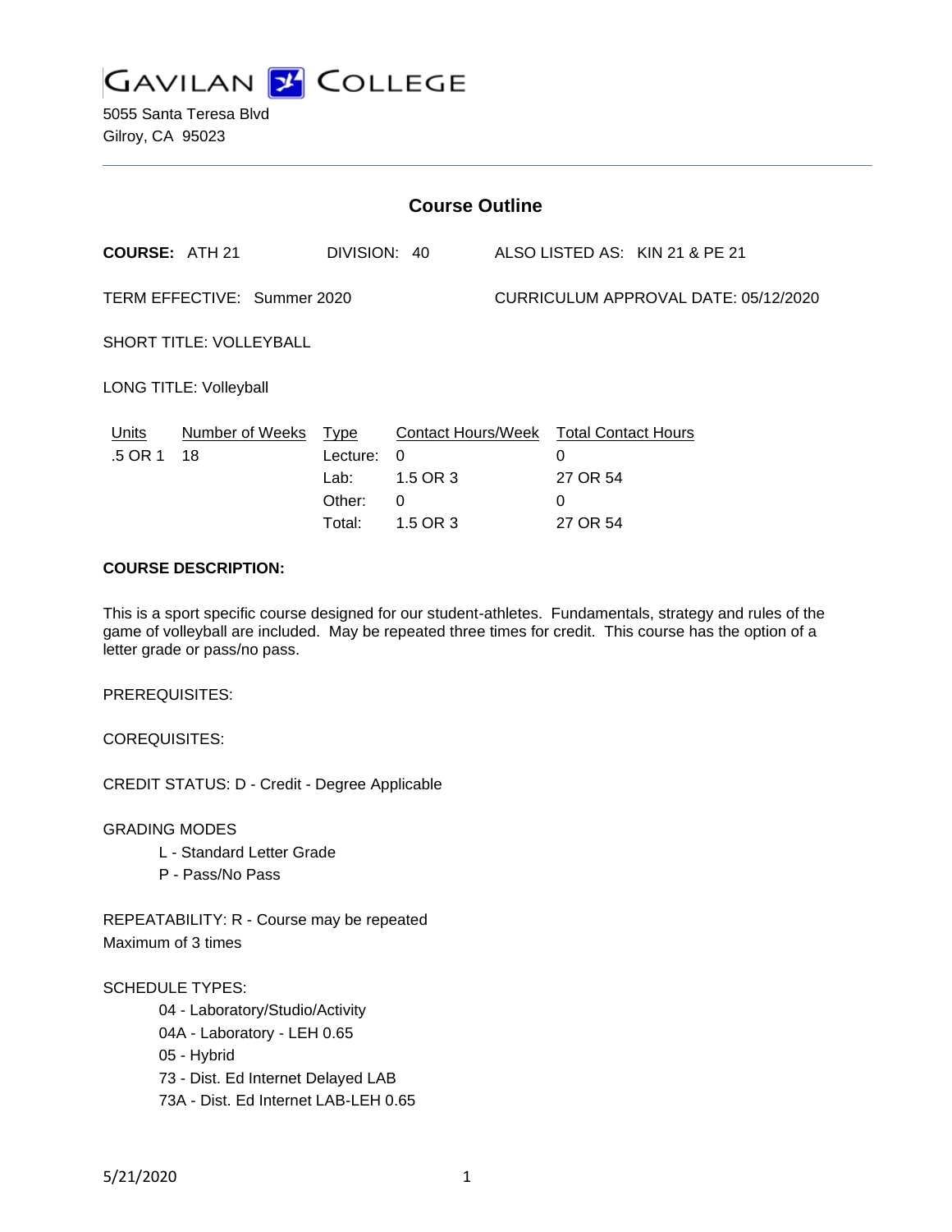GAVILAN COLLEGE

5055 Santa Teresa Blvd
Gilroy, CA 95023

## Course Outline

**COURSE:** ATH 21 DIVISION: 40 ALSO LISTED AS: KIN 21 & PE 21

TERM EFFECTIVE: Summer 2020 CURRICULUM APPROVAL DATE: 05/12/2020

SHORT TITLE: VOLLEYBALL

LONG TITLE: Volleyball

| Units | Number of Weeks | Type | Contact Hours/Week | Total Contact Hours |
|---|---|---|---|---|
| .5 OR 1 | 18 | Lecture: | 0 | 0 |
| | | Lab: | 1.5 OR 3 | 27 OR 54 |
| | | Other: | 0 | 0 |
| | | Total: | 1.5 OR 3 | 27 OR 54 |

**COURSE DESCRIPTION:**

This is a sport specific course designed for our student-athletes. Fundamentals, strategy and rules of the game of volleyball are included. May be repeated three times for credit. This course has the option of a letter grade or pass/no pass.

PREREQUISITES:

COREQUISITES:

CREDIT STATUS: D - Credit - Degree Applicable

GRADING MODES

- L - Standard Letter Grade
- P - Pass/No Pass

REPEATABILITY: R - Course may be repeated
Maximum of 3 times

SCHEDULE TYPES:

- 04 - Laboratory/Studio/Activity
- 04A - Laboratory - LEH 0.65
- 05 - Hybrid
- 73 - Dist. Ed Internet Delayed LAB
- 73A - Dist. Ed Internet LAB-LEH 0.65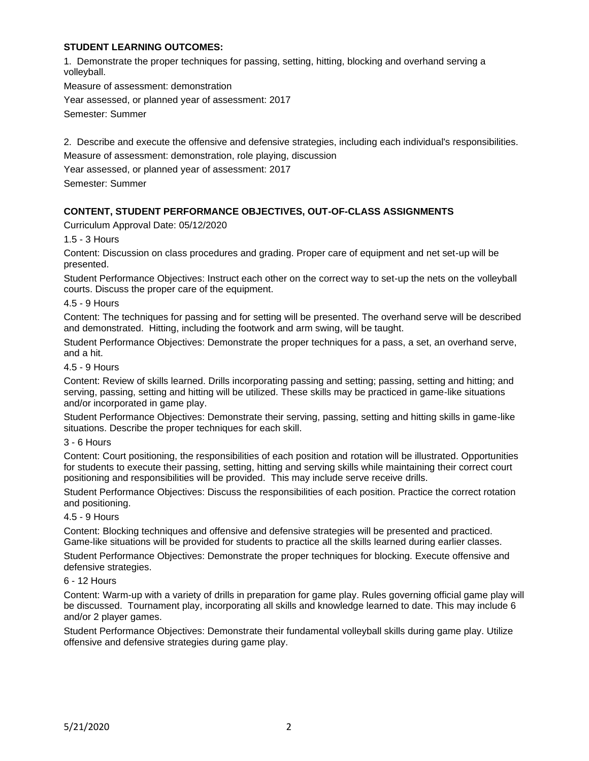**STUDENT LEARNING OUTCOMES:**

1. Demonstrate the proper techniques for passing, setting, hitting, blocking and overhand serving a volleyball.

Measure of assessment: demonstration

Year assessed, or planned year of assessment: 2017

Semester: Summer

2. Describe and execute the offensive and defensive strategies, including each individual's responsibilities.

Measure of assessment: demonstration, role playing, discussion

Year assessed, or planned year of assessment: 2017

Semester: Summer

**CONTENT, STUDENT PERFORMANCE OBJECTIVES, OUT-OF-CLASS ASSIGNMENTS**

Curriculum Approval Date: 05/12/2020

1.5 - 3 Hours

Content: Discussion on class procedures and grading. Proper care of equipment and net set-up will be presented.

Student Performance Objectives: Instruct each other on the correct way to set-up the nets on the volleyball courts. Discuss the proper care of the equipment.

4.5 - 9 Hours

Content: The techniques for passing and for setting will be presented. The overhand serve will be described and demonstrated. Hitting, including the footwork and arm swing, will be taught.

Student Performance Objectives: Demonstrate the proper techniques for a pass, a set, an overhand serve, and a hit.

4.5 - 9 Hours

Content: Review of skills learned. Drills incorporating passing and setting; passing, setting and hitting; and serving, passing, setting and hitting will be utilized. These skills may be practiced in game-like situations and/or incorporated in game play.

Student Performance Objectives: Demonstrate their serving, passing, setting and hitting skills in game-like situations. Describe the proper techniques for each skill.

3 - 6 Hours

Content: Court positioning, the responsibilities of each position and rotation will be illustrated. Opportunities for students to execute their passing, setting, hitting and serving skills while maintaining their correct court positioning and responsibilities will be provided. This may include serve receive drills.

Student Performance Objectives: Discuss the responsibilities of each position. Practice the correct rotation and positioning.

4.5 - 9 Hours

Content: Blocking techniques and offensive and defensive strategies will be presented and practiced. Game-like situations will be provided for students to practice all the skills learned during earlier classes.

Student Performance Objectives: Demonstrate the proper techniques for blocking. Execute offensive and defensive strategies.

6 - 12 Hours

Content: Warm-up with a variety of drills in preparation for game play. Rules governing official game play will be discussed. Tournament play, incorporating all skills and knowledge learned to date. This may include 6 and/or 2 player games.

Student Performance Objectives: Demonstrate their fundamental volleyball skills during game play. Utilize offensive and defensive strategies during game play.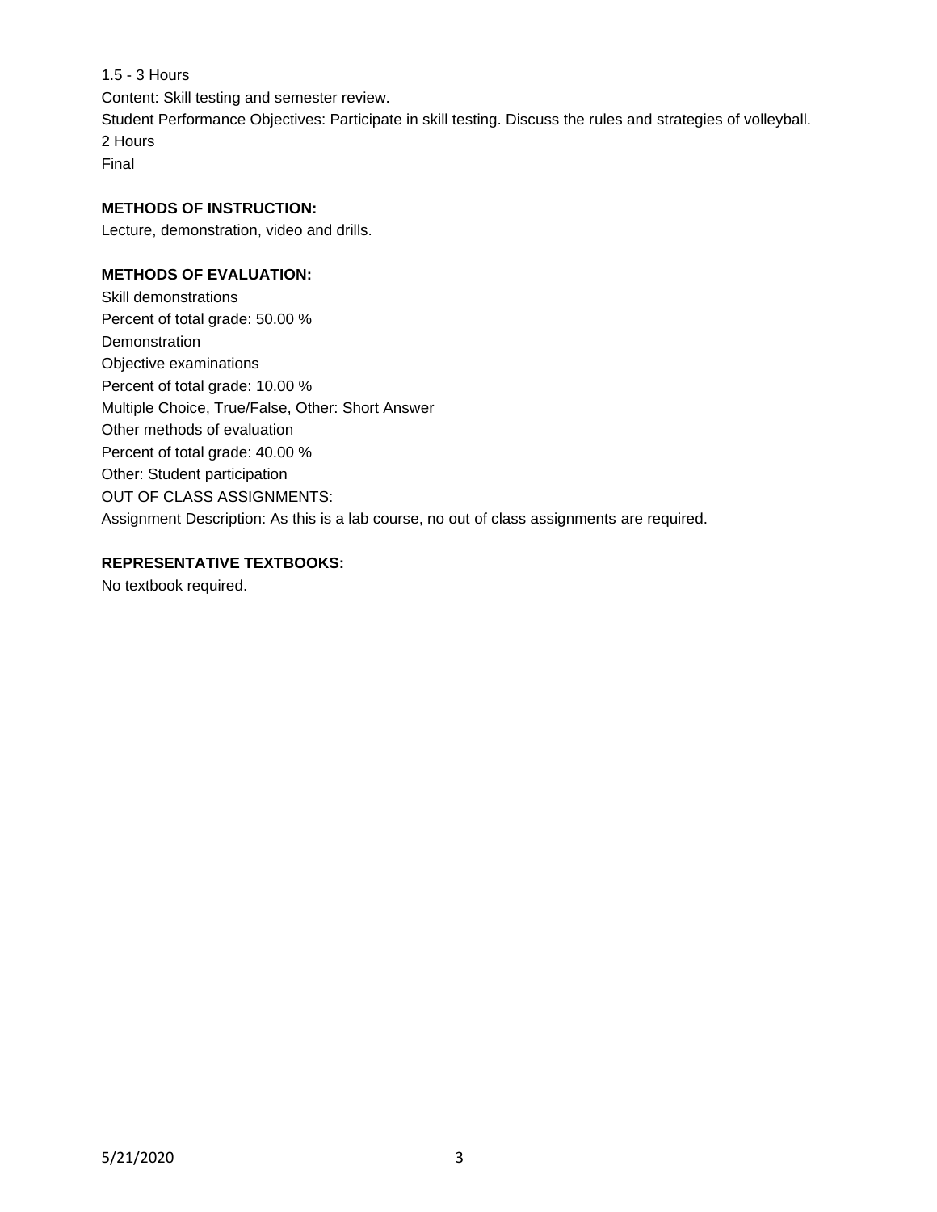1.5 - 3 Hours

Content: Skill testing and semester review.

Student Performance Objectives: Participate in skill testing. Discuss the rules and strategies of volleyball.

2 Hours

Final

**METHODS OF INSTRUCTION:**

Lecture, demonstration, video and drills.

**METHODS OF EVALUATION:**

Skill demonstrations

Percent of total grade: 50.00 %

Demonstration

Objective examinations

Percent of total grade: 10.00 %

Multiple Choice, True/False, Other: Short Answer

Other methods of evaluation

Percent of total grade: 40.00 %

Other: Student participation

OUT OF CLASS ASSIGNMENTS:

Assignment Description: As this is a lab course, no out of class assignments are required.

**REPRESENTATIVE TEXTBOOKS:**

No textbook required.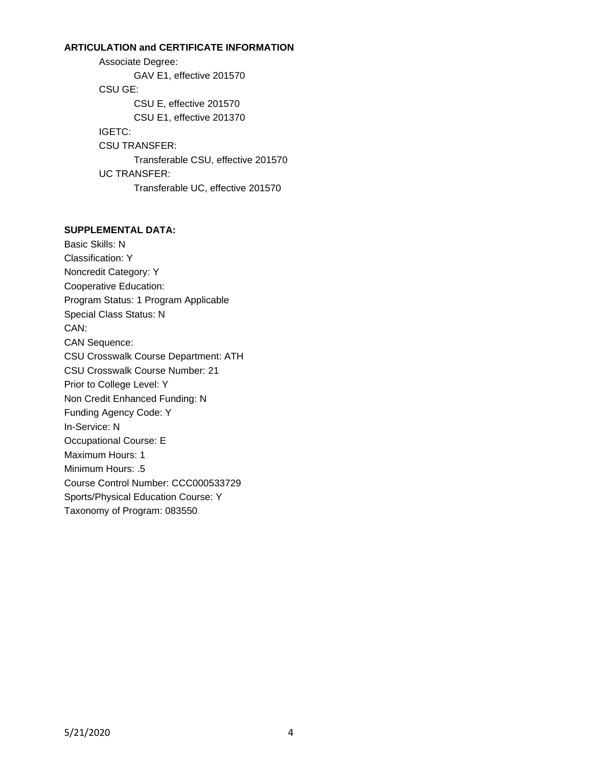**ARTICULATION and CERTIFICATE INFORMATION**

Associate Degree:

GAV E1, effective 201570

CSU GE:

CSU E, effective 201570

CSU E1, effective 201370

IGETC:

CSU TRANSFER:

Transferable CSU, effective 201570

UC TRANSFER:

Transferable UC, effective 201570

**SUPPLEMENTAL DATA:**

Basic Skills: N
Classification: Y
Noncredit Category: Y
Cooperative Education:
Program Status: 1 Program Applicable
Special Class Status: N
CAN:
CAN Sequence:
CSU Crosswalk Course Department: ATH
CSU Crosswalk Course Number: 21
Prior to College Level: Y
Non Credit Enhanced Funding: N
Funding Agency Code: Y
In-Service: N
Occupational Course: E
Maximum Hours: 1
Minimum Hours: .5
Course Control Number: CCC000533729
Sports/Physical Education Course: Y
Taxonomy of Program: 083550